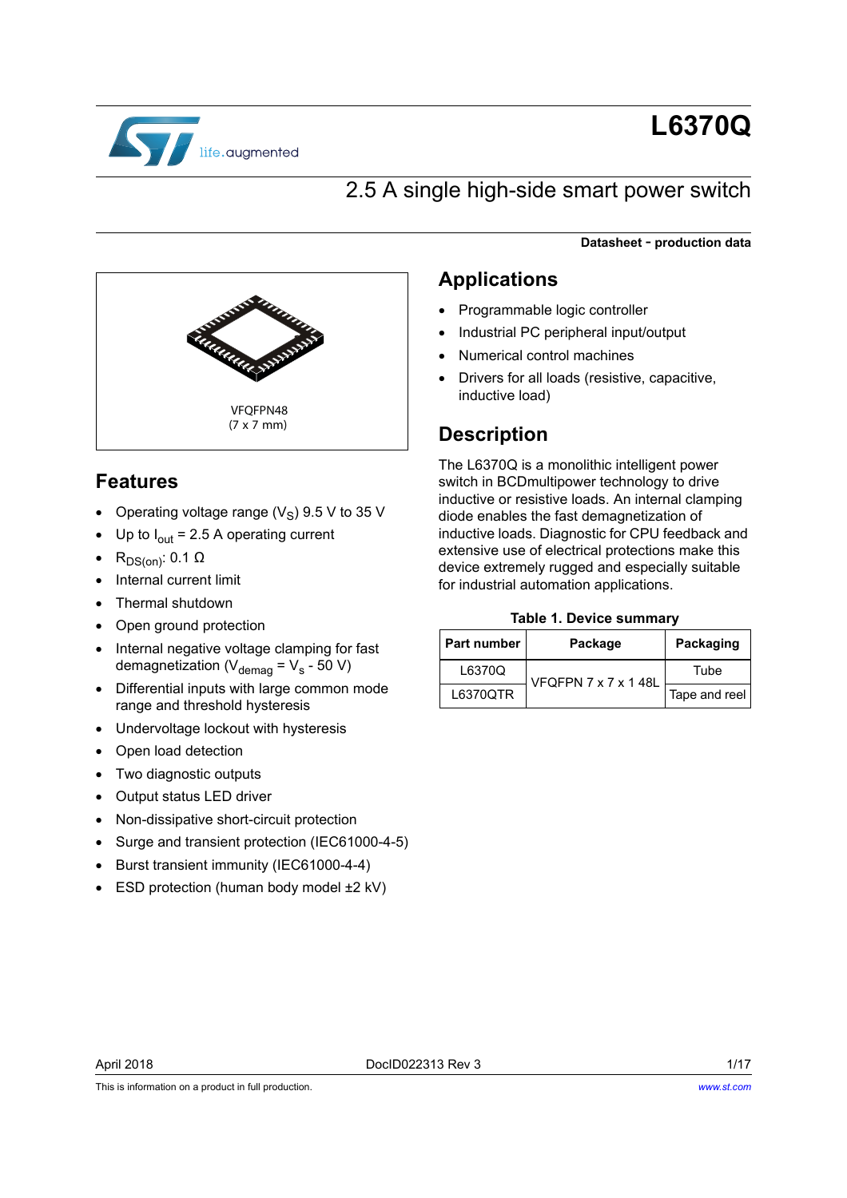# L6370Q

## 2.5 A single high-side smart power switch

**Datasheet - production data**

VFQFPN48
(7 x 7 mm)

## Features

- Operating voltage range ($V_S$) 9.5 V to 35 V
- Up to $I_{out}$ = 2.5 A operating current
- $R_{DS(on)}$: 0.1 Ω
- Internal current limit
- Thermal shutdown
- Open ground protection
- Internal negative voltage clamping for fast demagnetization ($V_{demag} = V_s - 50$ V)
- Differential inputs with large common mode range and threshold hysteresis
- Undervoltage lockout with hysteresis
- Open load detection
- Two diagnostic outputs
- Output status LED driver
- Non-dissipative short-circuit protection
- Surge and transient protection (IEC61000-4-5)
- Burst transient immunity (IEC61000-4-4)
- ESD protection (human body model ±2 kV)

## Applications

- Programmable logic controller
- Industrial PC peripheral input/output
- Numerical control machines
- Drivers for all loads (resistive, capacitive, inductive load)

## Description

The L6370Q is a monolithic intelligent power switch in BCDmultipower technology to drive inductive or resistive loads. An internal clamping diode enables the fast demagnetization of inductive loads. Diagnostic for CPU feedback and extensive use of electrical protections make this device extremely rugged and especially suitable for industrial automation applications.

**Table 1. Device summary**

| Part number | Package | Packaging |
|---|---|---|
| L6370Q | VFQFPN 7 x 7 x 1 48L | Tube |
| L6370QTR | | Tape and reel |

April 2018 DocID022313 Rev 3

This is information on a product in full production.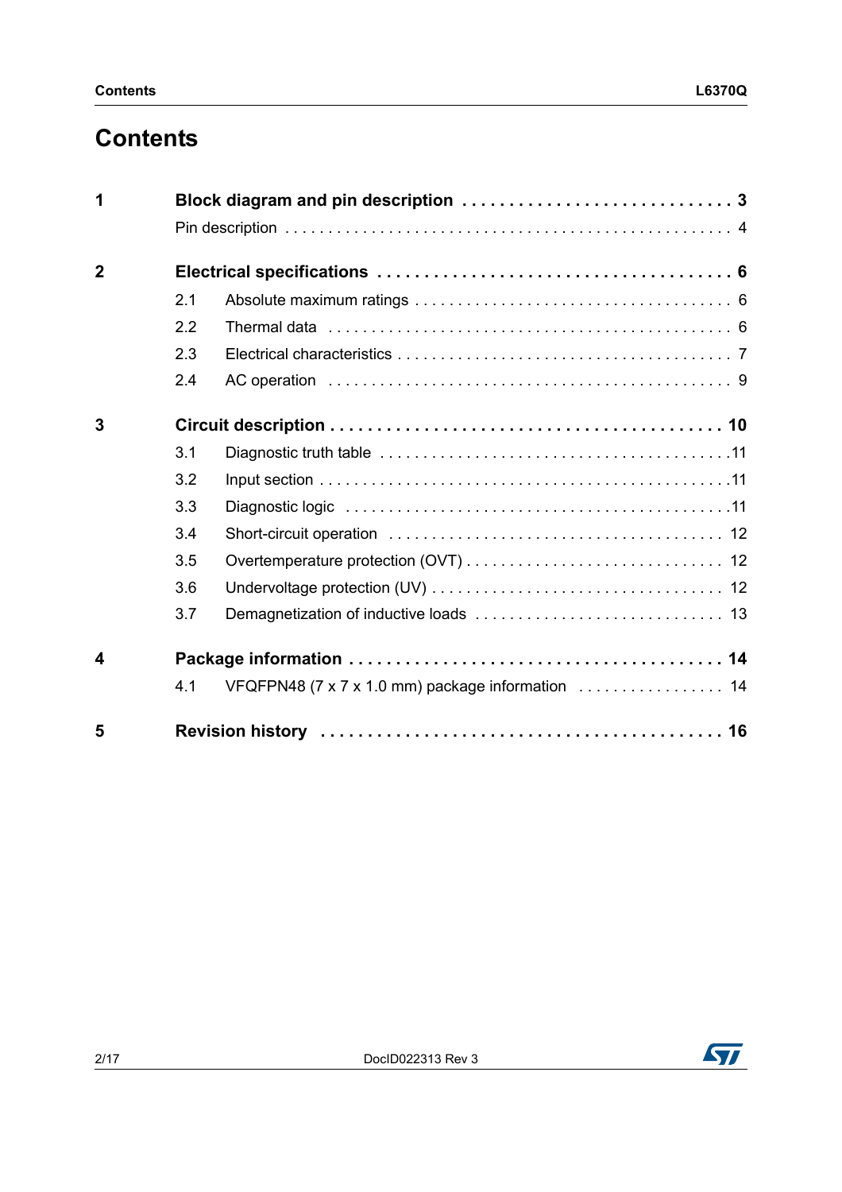# Contents

| | | |
|---|---|---|
| **1** | **Block diagram and pin description** | **3** |
| | Pin description | 4 |
| **2** | **Electrical specifications** | **6** |
| | 2.1 Absolute maximum ratings | 6 |
| | 2.2 Thermal data | 6 |
| | 2.3 Electrical characteristics | 7 |
| | 2.4 AC operation | 9 |
| **3** | **Circuit description** | **10** |
| | 3.1 Diagnostic truth table | 11 |
| | 3.2 Input section | 11 |
| | 3.3 Diagnostic logic | 11 |
| | 3.4 Short-circuit operation | 12 |
| | 3.5 Overtemperature protection (OVT) | 12 |
| | 3.6 Undervoltage protection (UV) | 12 |
| | 3.7 Demagnetization of inductive loads | 13 |
| **4** | **Package information** | **14** |
| | 4.1 VFQFPN48 (7 x 7 x 1.0 mm) package information | 14 |
| **5** | **Revision history** | **16** |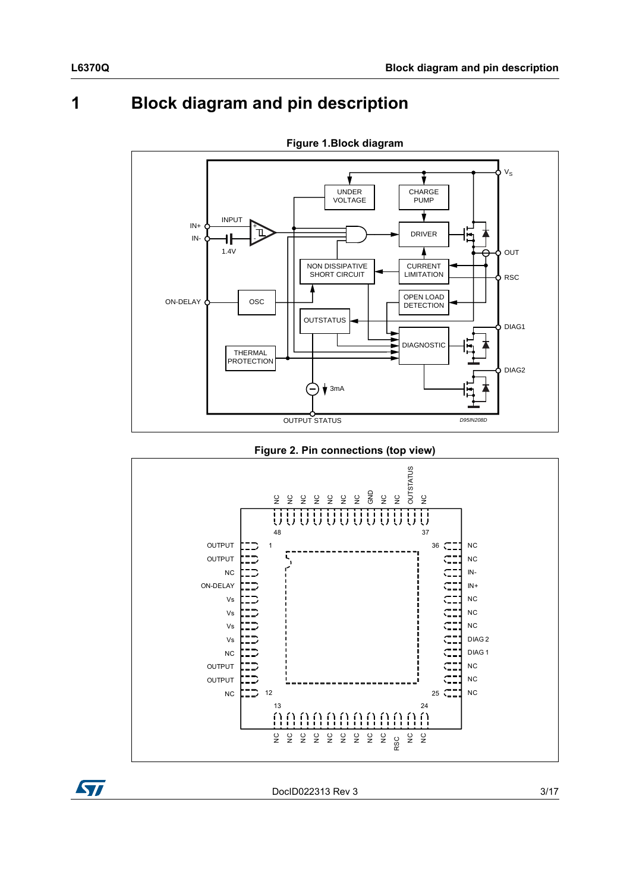# 1 Block diagram and pin description

**Figure 1.Block diagram**

**Figure 2. Pin connections (top view)**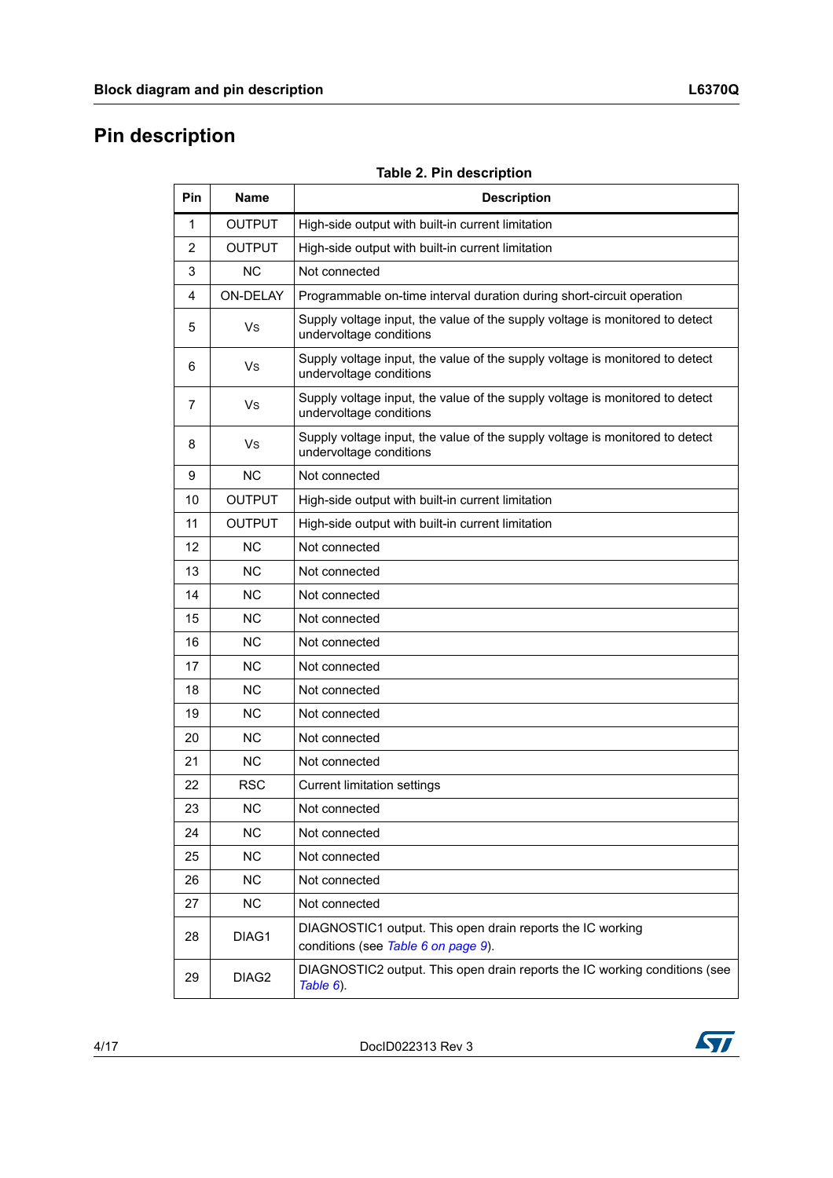## Pin description

**Table 2. Pin description**

| Pin | Name | Description |
|---|---|---|
| 1 | OUTPUT | High-side output with built-in current limitation |
| 2 | OUTPUT | High-side output with built-in current limitation |
| 3 | NC | Not connected |
| 4 | ON-DELAY | Programmable on-time interval duration during short-circuit operation |
| 5 | Vs | Supply voltage input, the value of the supply voltage is monitored to detect undervoltage conditions |
| 6 | Vs | Supply voltage input, the value of the supply voltage is monitored to detect undervoltage conditions |
| 7 | Vs | Supply voltage input, the value of the supply voltage is monitored to detect undervoltage conditions |
| 8 | Vs | Supply voltage input, the value of the supply voltage is monitored to detect undervoltage conditions |
| 9 | NC | Not connected |
| 10 | OUTPUT | High-side output with built-in current limitation |
| 11 | OUTPUT | High-side output with built-in current limitation |
| 12 | NC | Not connected |
| 13 | NC | Not connected |
| 14 | NC | Not connected |
| 15 | NC | Not connected |
| 16 | NC | Not connected |
| 17 | NC | Not connected |
| 18 | NC | Not connected |
| 19 | NC | Not connected |
| 20 | NC | Not connected |
| 21 | NC | Not connected |
| 22 | RSC | Current limitation settings |
| 23 | NC | Not connected |
| 24 | NC | Not connected |
| 25 | NC | Not connected |
| 26 | NC | Not connected |
| 27 | NC | Not connected |
| 28 | DIAG1 | DIAGNOSTIC1 output. This open drain reports the IC working conditions (see *Table 6 on page 9*). |
| 29 | DIAG2 | DIAGNOSTIC2 output. This open drain reports the IC working conditions (see *Table 6*). |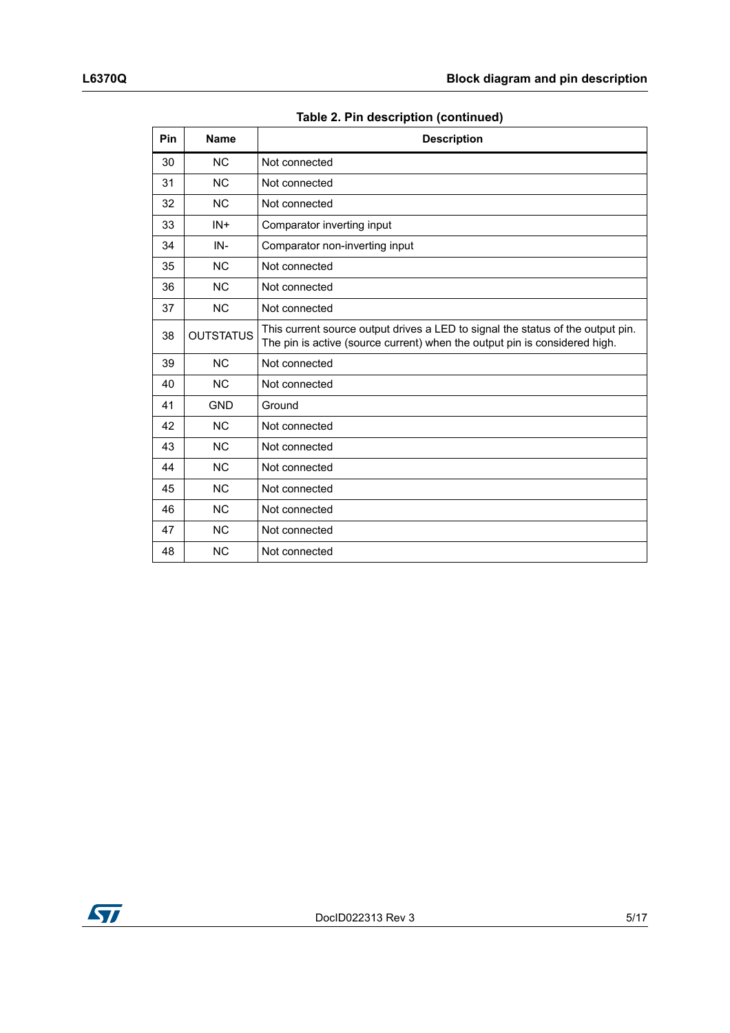**Table 2. Pin description (continued)**

| Pin | Name | Description |
|---|---|---|
| 30 | NC | Not connected |
| 31 | NC | Not connected |
| 32 | NC | Not connected |
| 33 | IN+ | Comparator inverting input |
| 34 | IN- | Comparator non-inverting input |
| 35 | NC | Not connected |
| 36 | NC | Not connected |
| 37 | NC | Not connected |
| 38 | OUTSTATUS | This current source output drives a LED to signal the status of the output pin. The pin is active (source current) when the output pin is considered high. |
| 39 | NC | Not connected |
| 40 | NC | Not connected |
| 41 | GND | Ground |
| 42 | NC | Not connected |
| 43 | NC | Not connected |
| 44 | NC | Not connected |
| 45 | NC | Not connected |
| 46 | NC | Not connected |
| 47 | NC | Not connected |
| 48 | NC | Not connected |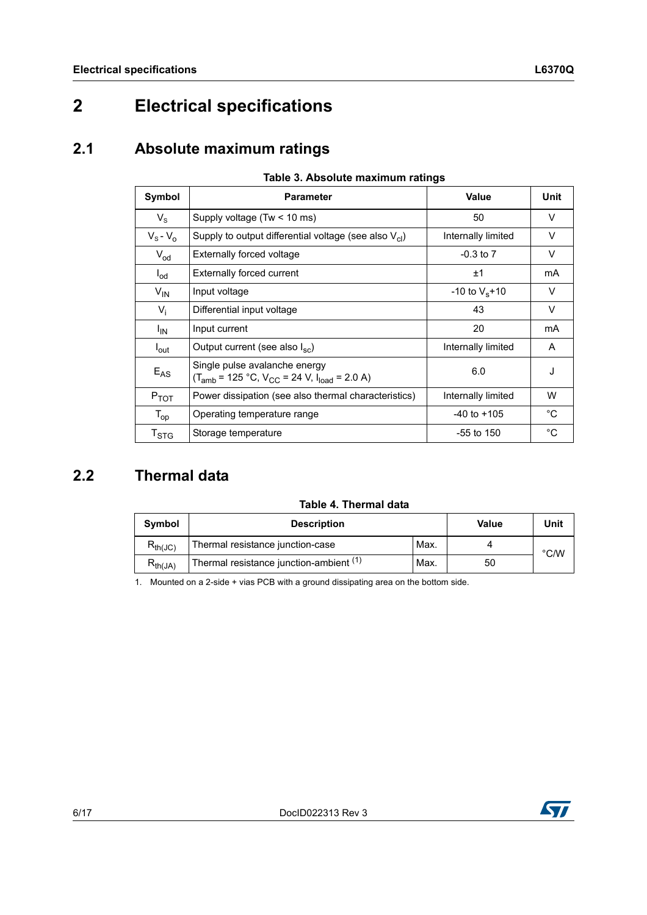# 2 Electrical specifications

## 2.1 Absolute maximum ratings

**Table 3. Absolute maximum ratings**

| Symbol | Parameter | Value | Unit |
|---|---|---|---|
| $V_s$ | Supply voltage (Tw < 10 ms) | 50 | V |
| $V_s - V_o$ | Supply to output differential voltage (see also $V_{cl}$) | Internally limited | V |
| $V_{od}$ | Externally forced voltage | -0.3 to 7 | V |
| $I_{od}$ | Externally forced current | ±1 | mA |
| $V_{IN}$ | Input voltage | -10 to $V_s$+10 | V |
| $V_i$ | Differential input voltage | 43 | V |
| $I_{IN}$ | Input current | 20 | mA |
| $I_{out}$ | Output current (see also $I_{sc}$) | Internally limited | A |
| $E_{AS}$ | Single pulse avalanche energy ($T_{amb}$ = 125 °C, $V_{CC}$ = 24 V, $I_{load}$ = 2.0 A) | 6.0 | J |
| $P_{TOT}$ | Power dissipation (see also thermal characteristics) | Internally limited | W |
| $T_{op}$ | Operating temperature range | -40 to +105 | °C |
| $T_{STG}$ | Storage temperature | -55 to 150 | °C |

## 2.2 Thermal data

**Table 4. Thermal data**

| Symbol | Description | | Value | Unit |
|---|---|---|---|---|
| $R_{th(JC)}$ | Thermal resistance junction-case | Max. | 4 | °C/W |
| $R_{th(JA)}$ | Thermal resistance junction-ambient [1] | Max. | 50 | |

1. Mounted on a 2-side + vias PCB with a ground dissipating area on the bottom side.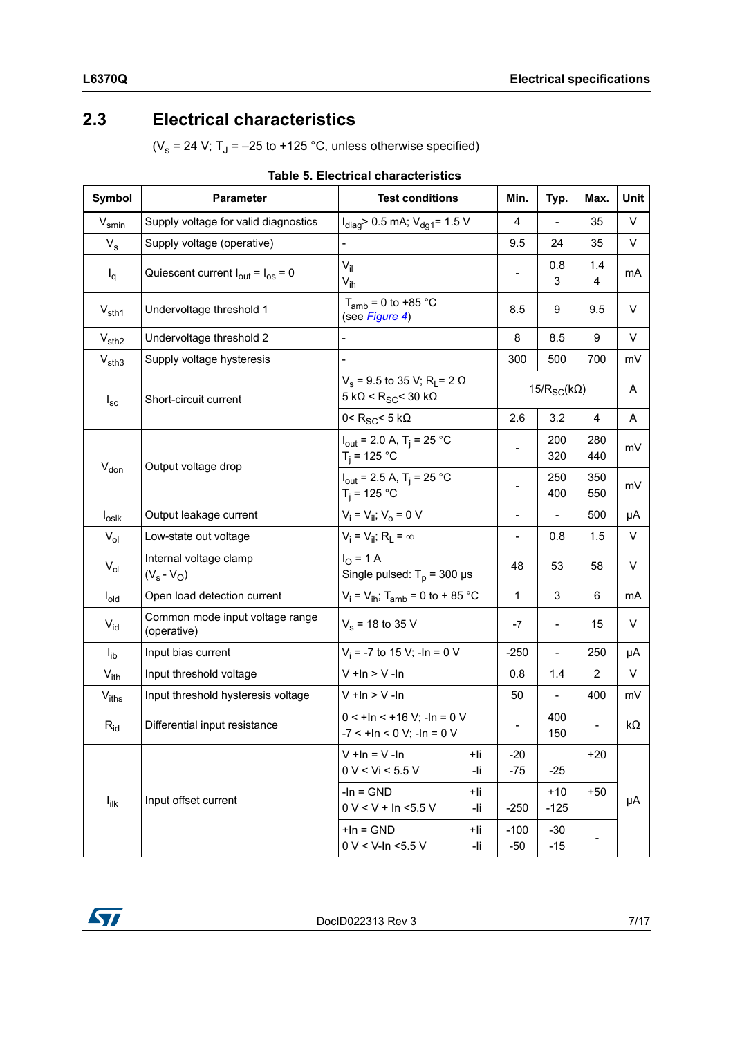## 2.3 Electrical characteristics

($V_s$ = 24 V; $T_J$ = –25 to +125 °C, unless otherwise specified)

**Table 5. Electrical characteristics**

| Symbol | Parameter | Test conditions | Min. | Typ. | Max. | Unit |
|---|---|---|---|---|---|---|
| $V_{smin}$ | Supply voltage for valid diagnostics | $I_{diag}$> 0.5 mA; $V_{dg1}$= 1.5 V | 4 | - | 35 | V |
| $V_s$ | Supply voltage (operative) | - | 9.5 | 24 | 35 | V |
| $I_q$ | Quiescent current $I_{out}$ = $I_{os}$ = 0 | $V_{il}$<br>$V_{ih}$ | - | 0.8<br>3 | 1.4<br>4 | mA |
| $V_{sth1}$ | Undervoltage threshold 1 | $T_{amb}$ = 0 to +85 °C (see *Figure 4*) | 8.5 | 9 | 9.5 | V |
| $V_{sth2}$ | Undervoltage threshold 2 | - | 8 | 8.5 | 9 | V |
| $V_{sth3}$ | Supply voltage hysteresis | - | 300 | 500 | 700 | mV |
| $I_{sc}$ | Short-circuit current | $V_s$ = 9.5 to 35 V; $R_L$= 2 Ω<br>5 kΩ < $R_{SC}$< 30 kΩ | | 15/$R_{SC}$(kΩ) | | A |
| | | 0< $R_{SC}$< 5 kΩ | 2.6 | 3.2 | 4 | A |
| $V_{don}$ | Output voltage drop | $I_{out}$ = 2.0 A, $T_j$ = 25 °C<br>$T_j$ = 125 °C | - | 200<br>320 | 280<br>440 | mV |
| | | $I_{out}$ = 2.5 A, $T_j$ = 25 °C<br>$T_j$ = 125 °C | - | 250<br>400 | 350<br>550 | mV |
| $I_{oslk}$ | Output leakage current | $V_i$ = $V_{il}$; $V_o$ = 0 V | - | - | 500 | µA |
| $V_{ol}$ | Low-state out voltage | $V_i$ = $V_{il}$; $R_L$ = ∞ | - | 0.8 | 1.5 | V |
| $V_{cl}$ | Internal voltage clamp ($V_s$ - $V_O$) | $I_O$ = 1 A<br>Single pulsed: $T_p$ = 300 µs | 48 | 53 | 58 | V |
| $I_{old}$ | Open load detection current | $V_i$ = $V_{ih}$; $T_{amb}$ = 0 to + 85 °C | 1 | 3 | 6 | mA |
| $V_{id}$ | Common mode input voltage range (operative) | $V_s$ = 18 to 35 V | -7 | - | 15 | V |
| $I_{ib}$ | Input bias current | $V_i$ = -7 to 15 V; -In = 0 V | -250 | - | 250 | µA |
| $V_{ith}$ | Input threshold voltage | V +In > V -In | 0.8 | 1.4 | 2 | V |
| $V_{iths}$ | Input threshold hysteresis voltage | V +In > V -In | 50 | - | 400 | mV |
| $R_{id}$ | Differential input resistance | 0 < +In < +16 V; -In = 0 V<br>-7 < +In < 0 V; -In = 0 V | - | 400<br>150 | - | kΩ |
| $I_{ilk}$ | Input offset current | V +In = V -In &nbsp; +Ii<br>0 V < Vi < 5.5 V &nbsp; -Ii | -20<br>-75 | <br>-25 | +20 | µA |
| | | -In = GND &nbsp; +Ii<br>0 V < V + In <5.5 V &nbsp; -Ii | <br>-250 | +10<br>-125 | +50 | |
| | | +In = GND &nbsp; +Ii<br>0 V < V-In <5.5 V &nbsp; -Ii | -100<br>-50 | -30<br>-15 | - | |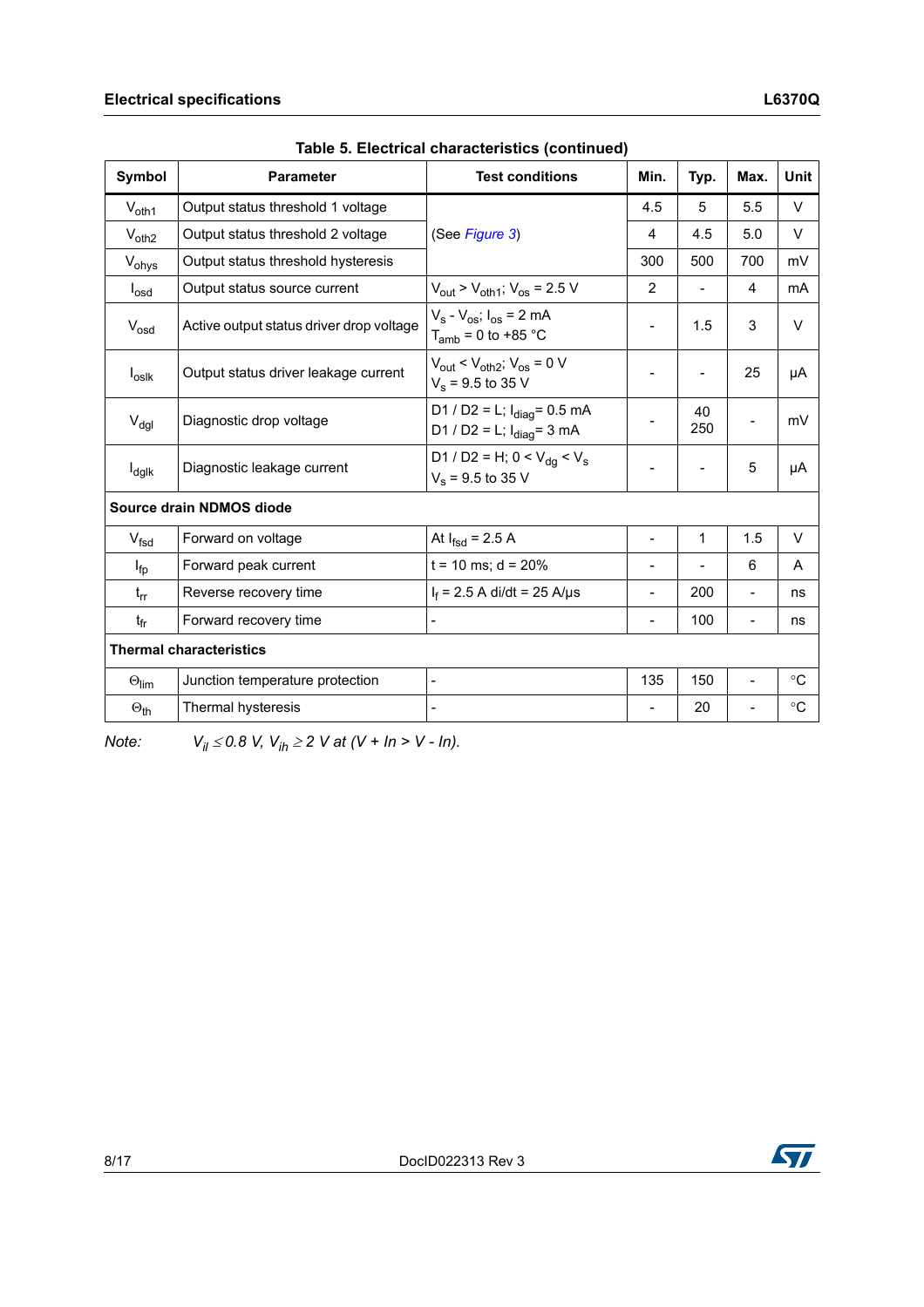**Table 5. Electrical characteristics (continued)**

| Symbol | Parameter | Test conditions | Min. | Typ. | Max. | Unit |
|---|---|---|---|---|---|---|
| $V_{oth1}$ | Output status threshold 1 voltage | (See Figure 3) | 4.5 | 5 | 5.5 | V |
| $V_{oth2}$ | Output status threshold 2 voltage | | 4 | 4.5 | 5.0 | V |
| $V_{ohys}$ | Output status threshold hysteresis | | 300 | 500 | 700 | mV |
| $I_{osd}$ | Output status source current | $V_{out} > V_{oth1}$; $V_{os}$ = 2.5 V | 2 | - | 4 | mA |
| $V_{osd}$ | Active output status driver drop voltage | $V_s - V_{os}$; $I_{os}$ = 2 mA<br>$T_{amb}$ = 0 to +85 °C | - | 1.5 | 3 | V |
| $I_{oslk}$ | Output status driver leakage current | $V_{out} < V_{oth2}$; $V_{os}$ = 0 V<br>$V_s$ = 9.5 to 35 V | - | - | 25 | µA |
| $V_{dgl}$ | Diagnostic drop voltage | D1 / D2 = L; $I_{diag}$= 0.5 mA<br>D1 / D2 = L; $I_{diag}$= 3 mA | - | 40<br>250 | - | mV |
| $I_{dglk}$ | Diagnostic leakage current | D1 / D2 = H; $0 < V_{dg} < V_s$<br>$V_s$ = 9.5 to 35 V | - | - | 5 | µA |
| **Source drain NDMOS diode** | | | | | | |
| $V_{fsd}$ | Forward on voltage | At $I_{fsd}$ = 2.5 A | - | 1 | 1.5 | V |
| $I_{fp}$ | Forward peak current | t = 10 ms; d = 20% | - | - | 6 | A |
| $t_{rr}$ | Reverse recovery time | $I_f$ = 2.5 A di/dt = 25 A/µs | - | 200 | - | ns |
| $t_{fr}$ | Forward recovery time | - | - | 100 | - | ns |
| **Thermal characteristics** | | | | | | |
| $\Theta_{lim}$ | Junction temperature protection | - | 135 | 150 | - | °C |
| $\Theta_{th}$ | Thermal hysteresis | - | - | 20 | - | °C |

Note: *$V_{il} \leq 0.8$ V, $V_{ih} \geq 2$ V at (V + In > V - In).*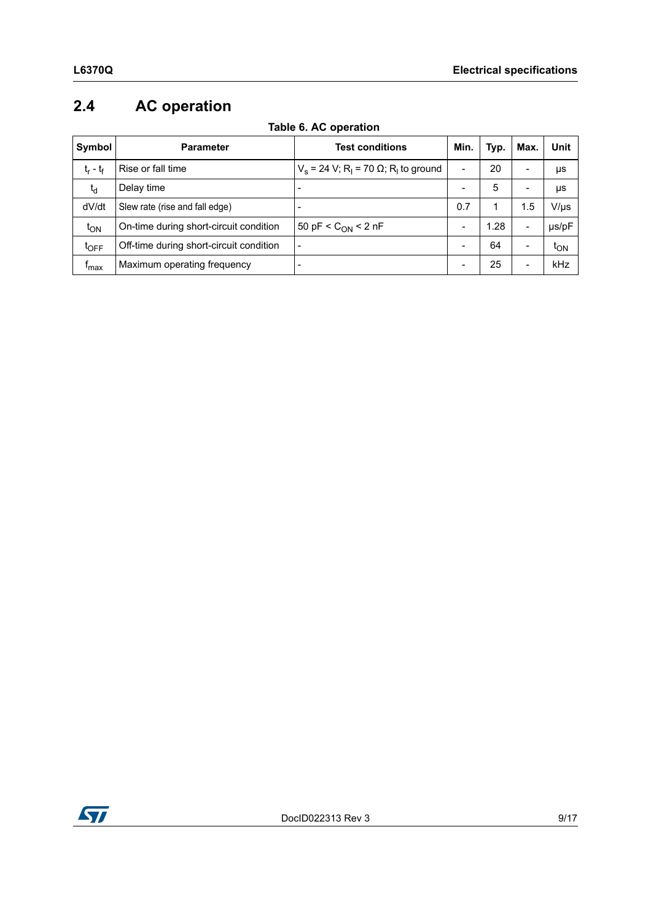## 2.4 AC operation

**Table 6. AC operation**

| Symbol | Parameter | Test conditions | Min. | Typ. | Max. | Unit |
|---|---|---|---|---|---|---|
| $t_r$ - $t_f$ | Rise or fall time | $V_s$ = 24 V; $R_l$ = 70 Ω; $R_l$ to ground | - | 20 | - | µs |
| $t_d$ | Delay time | - | - | 5 | - | µs |
| dV/dt | Slew rate (rise and fall edge) | - | 0.7 | 1 | 1.5 | V/µs |
| $t_{ON}$ | On-time during short-circuit condition | 50 pF < $C_{ON}$ < 2 nF | - | 1.28 | - | µs/pF |
| $t_{OFF}$ | Off-time during short-circuit condition | - | - | 64 | - | $t_{ON}$ |
| $f_{max}$ | Maximum operating frequency | - | - | 25 | - | kHz |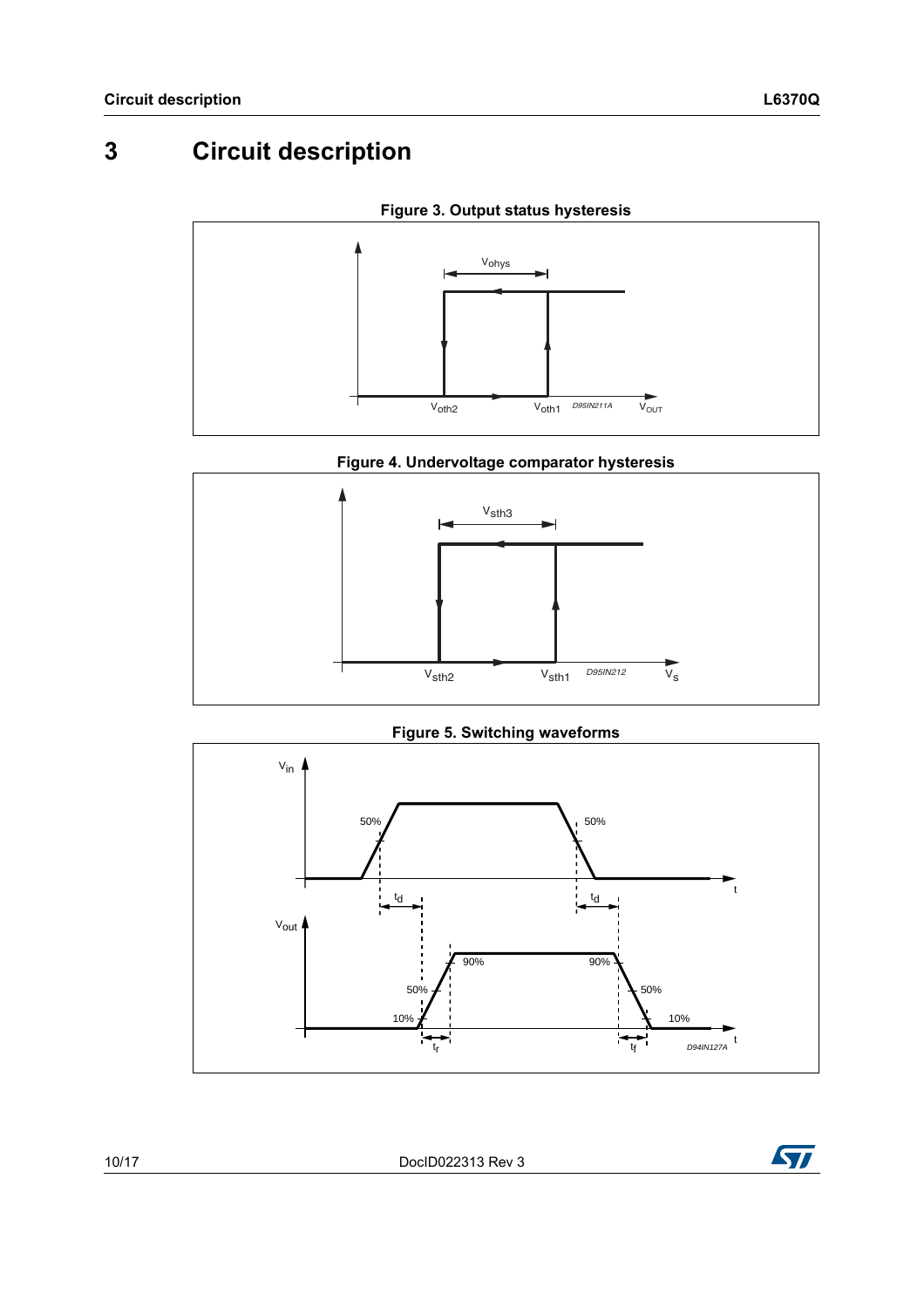# 3 Circuit description

**Figure 3. Output status hysteresis**

**Figure 4. Undervoltage comparator hysteresis**

**Figure 5. Switching waveforms**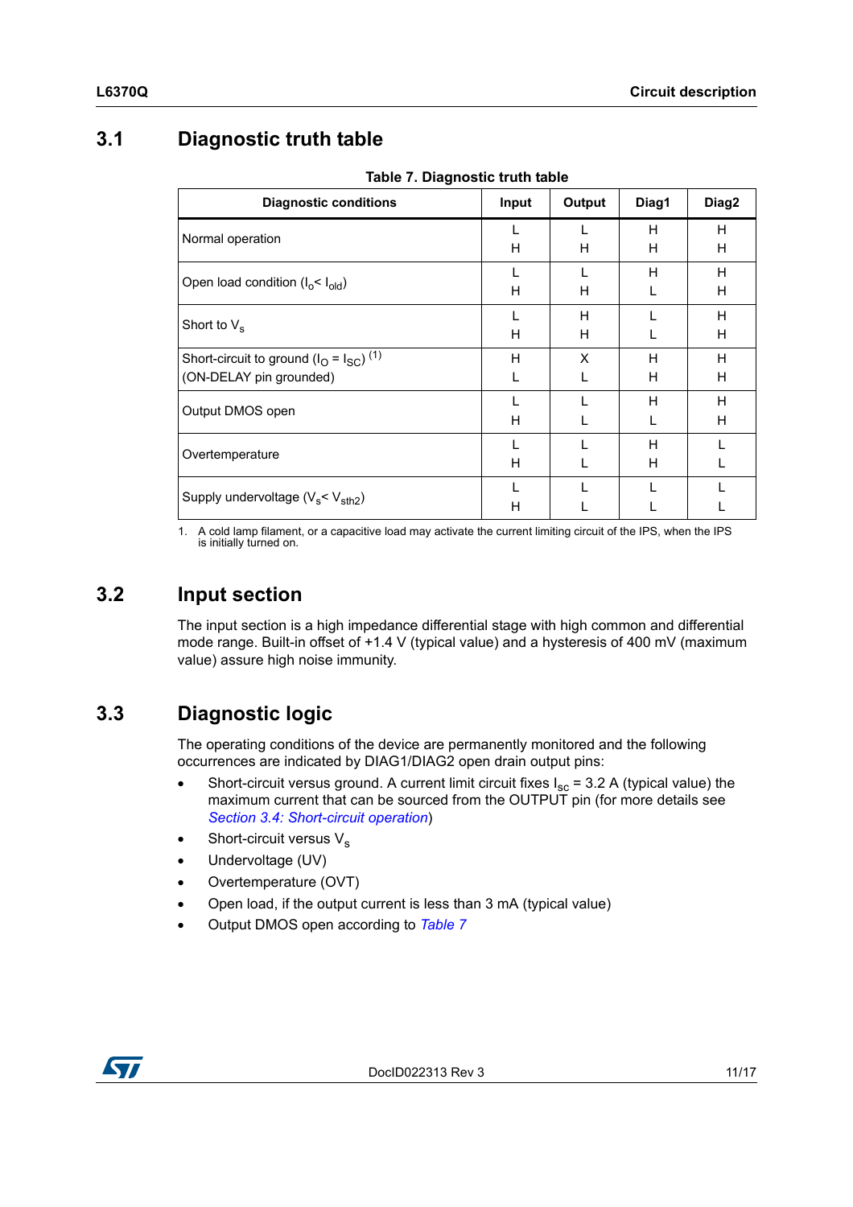## 3.1 Diagnostic truth table

**Table 7. Diagnostic truth table**

| Diagnostic conditions | Input | Output | Diag1 | Diag2 |
|---|---|---|---|---|
| Normal operation | L | L | H | H |
| | H | H | H | H |
| Open load condition ($I_o < I_{old}$) | L | L | H | H |
| | H | H | L | H |
| Short to $V_s$ | L | H | L | H |
| | H | H | L | H |
| Short-circuit to ground ($I_O = I_{SC}$) (1) (ON-DELAY pin grounded) | H | X | H | H |
| | L | L | H | H |
| Output DMOS open | L | L | H | H |
| | H | L | L | H |
| Overtemperature | L | L | H | L |
| | H | L | H | L |
| Supply undervoltage ($V_s < V_{sth2}$) | L | L | L | L |
| | H | L | L | L |

1. A cold lamp filament, or a capacitive load may activate the current limiting circuit of the IPS, when the IPS is initially turned on.

## 3.2 Input section

The input section is a high impedance differential stage with high common and differential mode range. Built-in offset of +1.4 V (typical value) and a hysteresis of 400 mV (maximum value) assure high noise immunity.

## 3.3 Diagnostic logic

The operating conditions of the device are permanently monitored and the following occurrences are indicated by DIAG1/DIAG2 open drain output pins:

- Short-circuit versus ground. A current limit circuit fixes $I_{sc}$ = 3.2 A (typical value) the maximum current that can be sourced from the OUTPUT pin (for more details see *Section 3.4: Short-circuit operation*)
- Short-circuit versus $V_s$
- Undervoltage (UV)
- Overtemperature (OVT)
- Open load, if the output current is less than 3 mA (typical value)
- Output DMOS open according to *Table 7*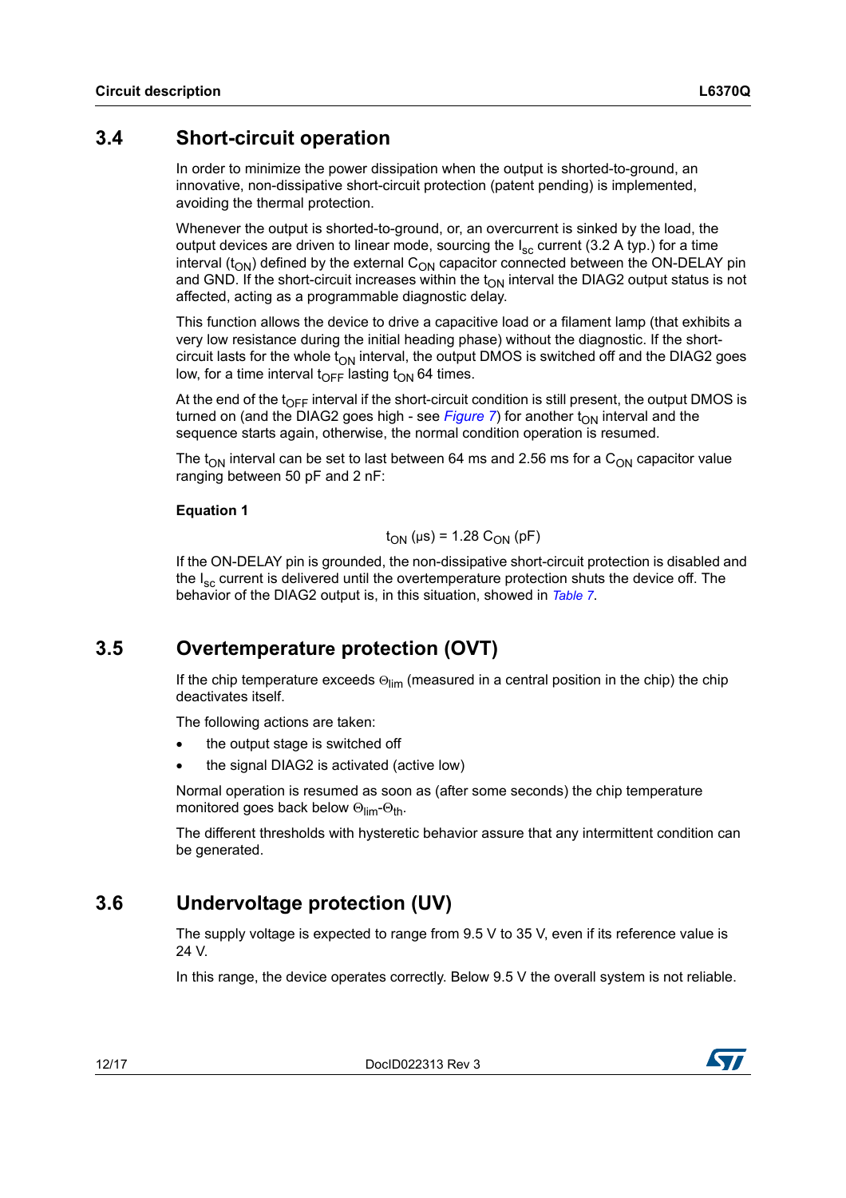## 3.4 Short-circuit operation

In order to minimize the power dissipation when the output is shorted-to-ground, an innovative, non-dissipative short-circuit protection (patent pending) is implemented, avoiding the thermal protection.

Whenever the output is shorted-to-ground, or, an overcurrent is sinked by the load, the output devices are driven to linear mode, sourcing the $I_{sc}$ current (3.2 A typ.) for a time interval ($t_{ON}$) defined by the external $C_{ON}$ capacitor connected between the ON-DELAY pin and GND. If the short-circuit increases within the $t_{ON}$ interval the DIAG2 output status is not affected, acting as a programmable diagnostic delay.

This function allows the device to drive a capacitive load or a filament lamp (that exhibits a very low resistance during the initial heading phase) without the diagnostic. If the short-circuit lasts for the whole $t_{ON}$ interval, the output DMOS is switched off and the DIAG2 goes low, for a time interval $t_{OFF}$ lasting $t_{ON}$ 64 times.

At the end of the $t_{OFF}$ interval if the short-circuit condition is still present, the output DMOS is turned on (and the DIAG2 goes high - see *Figure 7*) for another $t_{ON}$ interval and the sequence starts again, otherwise, the normal condition operation is resumed.

The $t_{ON}$ interval can be set to last between 64 ms and 2.56 ms for a $C_{ON}$ capacitor value ranging between 50 pF and 2 nF:

**Equation 1**

$$t_{ON}\ (\mu s) = 1.28\ C_{ON}\ (pF)$$

If the ON-DELAY pin is grounded, the non-dissipative short-circuit protection is disabled and the $I_{sc}$ current is delivered until the overtemperature protection shuts the device off. The behavior of the DIAG2 output is, in this situation, showed in *Table 7*.

## 3.5 Overtemperature protection (OVT)

If the chip temperature exceeds $\Theta_{lim}$ (measured in a central position in the chip) the chip deactivates itself.

The following actions are taken:

- the output stage is switched off
- the signal DIAG2 is activated (active low)

Normal operation is resumed as soon as (after some seconds) the chip temperature monitored goes back below $\Theta_{lim}$-$\Theta_{th}$.

The different thresholds with hysteretic behavior assure that any intermittent condition can be generated.

## 3.6 Undervoltage protection (UV)

The supply voltage is expected to range from 9.5 V to 35 V, even if its reference value is 24 V.

In this range, the device operates correctly. Below 9.5 V the overall system is not reliable.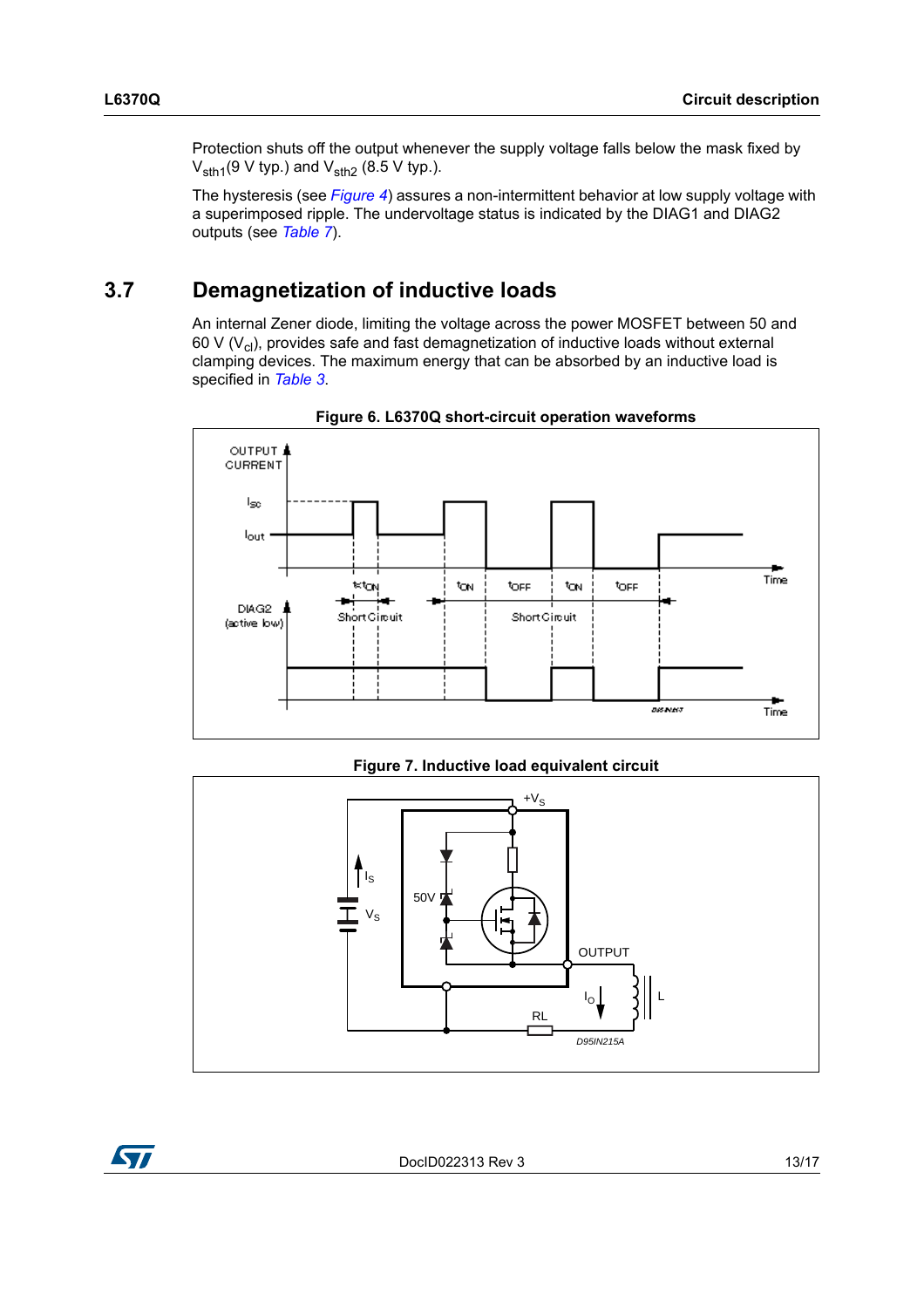Protection shuts off the output whenever the supply voltage falls below the mask fixed by $V_{sth1}$(9 V typ.) and $V_{sth2}$ (8.5 V typ.).

The hysteresis (see *Figure 4*) assures a non-intermittent behavior at low supply voltage with a superimposed ripple. The undervoltage status is indicated by the DIAG1 and DIAG2 outputs (see *Table 7*).

## 3.7 Demagnetization of inductive loads

An internal Zener diode, limiting the voltage across the power MOSFET between 50 and 60 V ($V_{cl}$), provides safe and fast demagnetization of inductive loads without external clamping devices. The maximum energy that can be absorbed by an inductive load is specified in *Table 3*.

**Figure 6. L6370Q short-circuit operation waveforms**

**Figure 7. Inductive load equivalent circuit**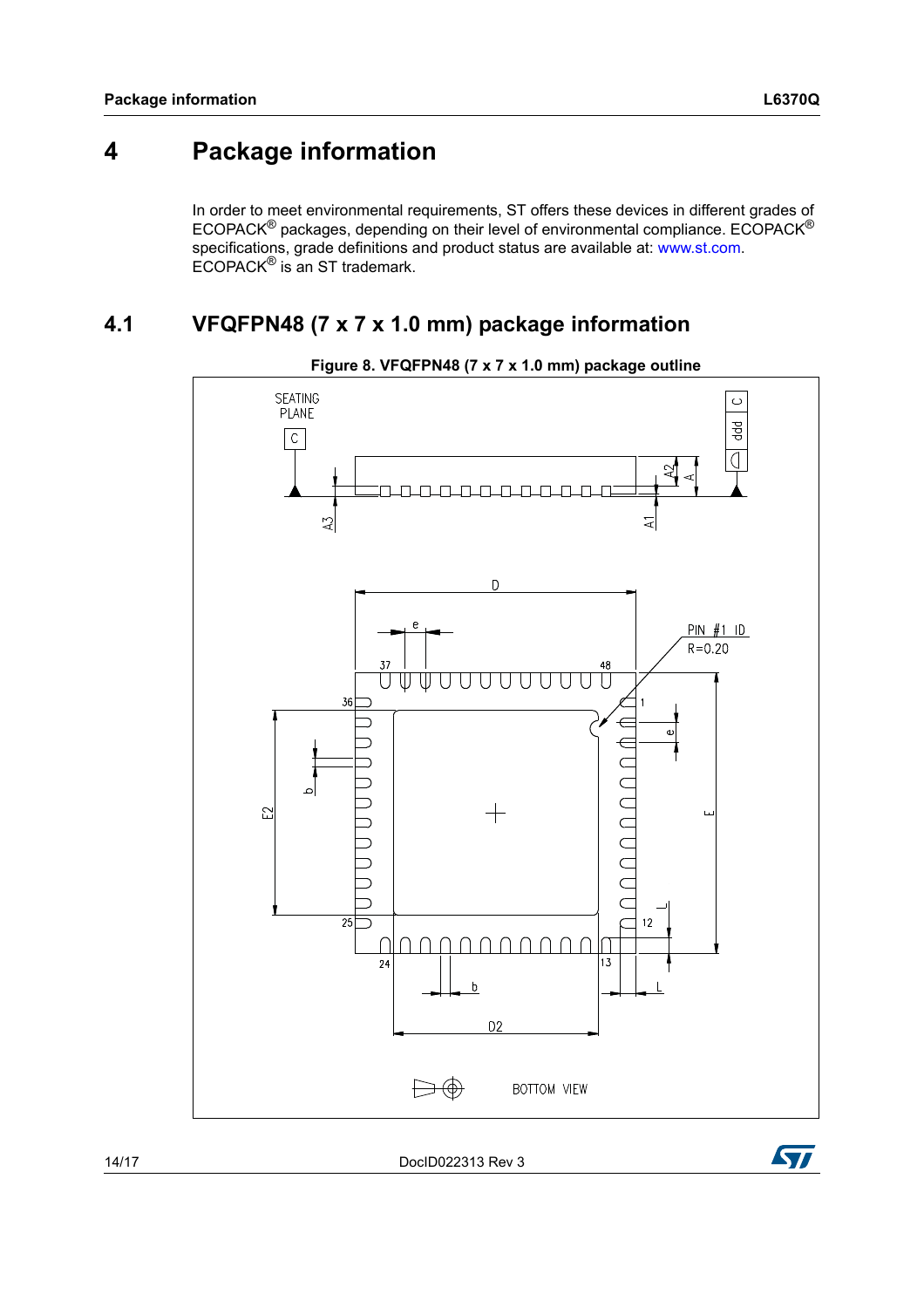# 4 Package information

In order to meet environmental requirements, ST offers these devices in different grades of ECOPACK® packages, depending on their level of environmental compliance. ECOPACK® specifications, grade definitions and product status are available at: www.st.com. ECOPACK® is an ST trademark.

## 4.1 VFQFPN48 (7 x 7 x 1.0 mm) package information

**Figure 8. VFQFPN48 (7 x 7 x 1.0 mm) package outline**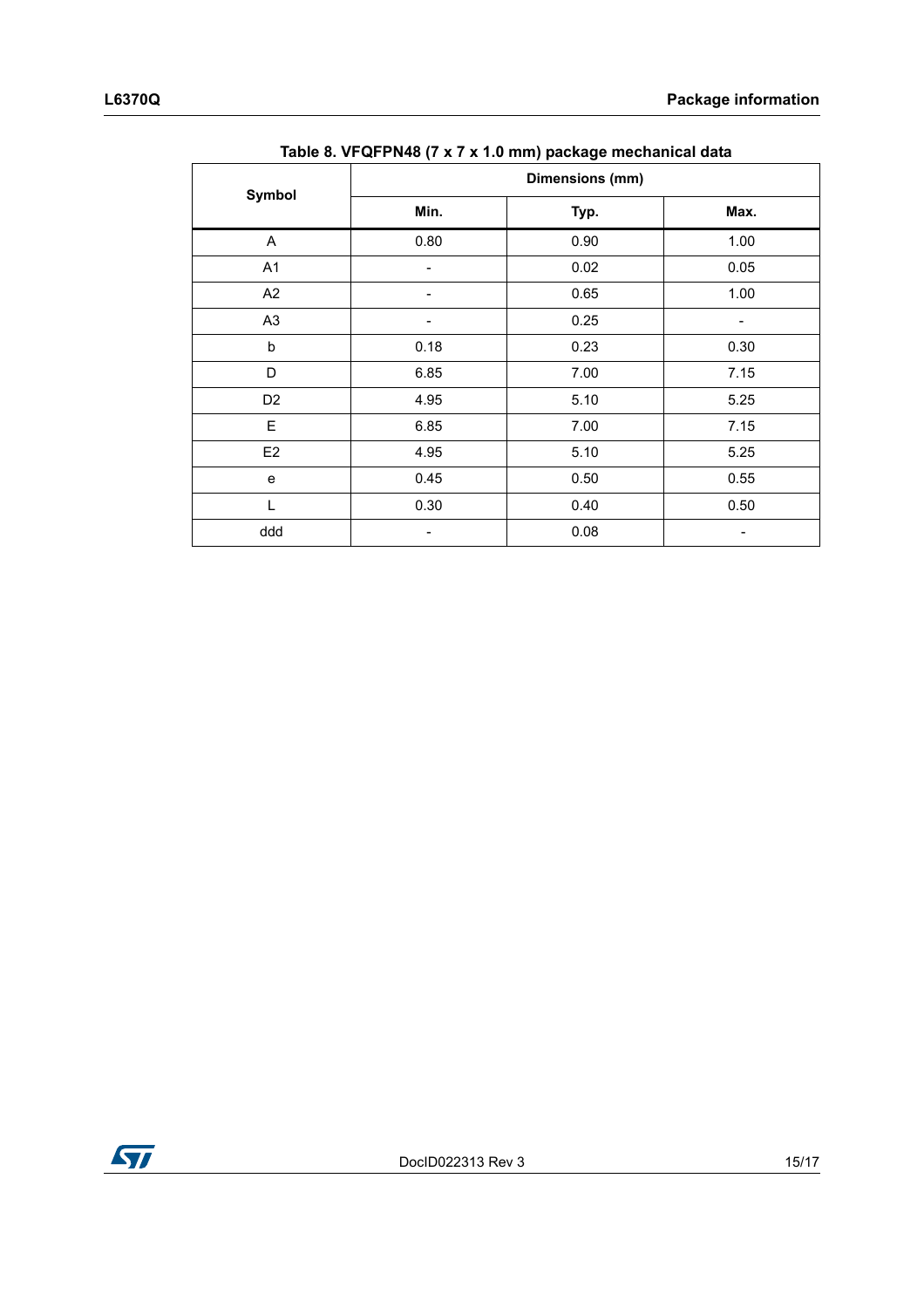Table 8. VFQFPN48 (7 x 7 x 1.0 mm) package mechanical data

| Symbol | Dimensions (mm) | | |
|---|---|---|---|
| | Min. | Typ. | Max. |
| A | 0.80 | 0.90 | 1.00 |
| A1 | - | 0.02 | 0.05 |
| A2 | - | 0.65 | 1.00 |
| A3 | - | 0.25 | - |
| b | 0.18 | 0.23 | 0.30 |
| D | 6.85 | 7.00 | 7.15 |
| D2 | 4.95 | 5.10 | 5.25 |
| E | 6.85 | 7.00 | 7.15 |
| E2 | 4.95 | 5.10 | 5.25 |
| e | 0.45 | 0.50 | 0.55 |
| L | 0.30 | 0.40 | 0.50 |
| ddd | - | 0.08 | - |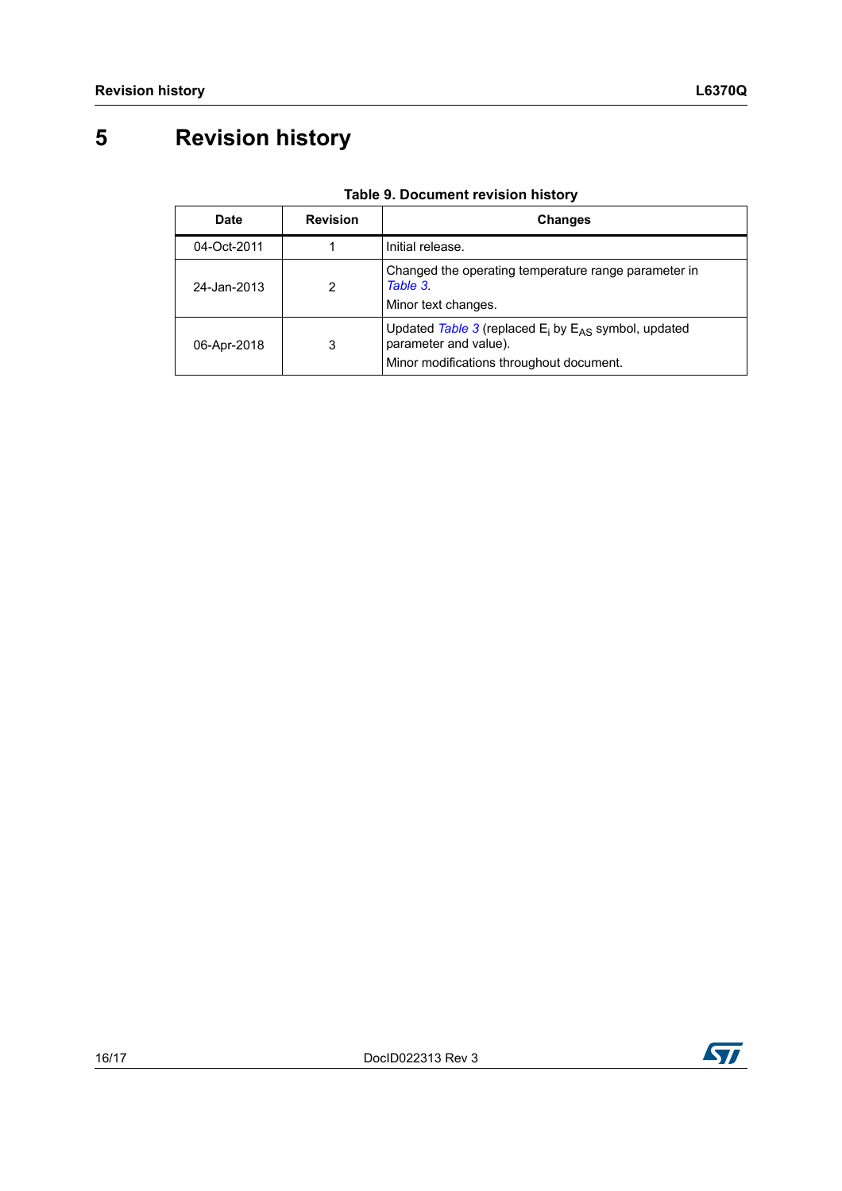# 5 Revision history

**Table 9. Document revision history**

| Date | Revision | Changes |
|---|---|---|
| 04-Oct-2011 | 1 | Initial release. |
| 24-Jan-2013 | 2 | Changed the operating temperature range parameter in *Table 3*.<br>Minor text changes. |
| 06-Apr-2018 | 3 | Updated *Table 3* (replaced $E_i$ by $E_{AS}$ symbol, updated parameter and value).<br>Minor modifications throughout document. |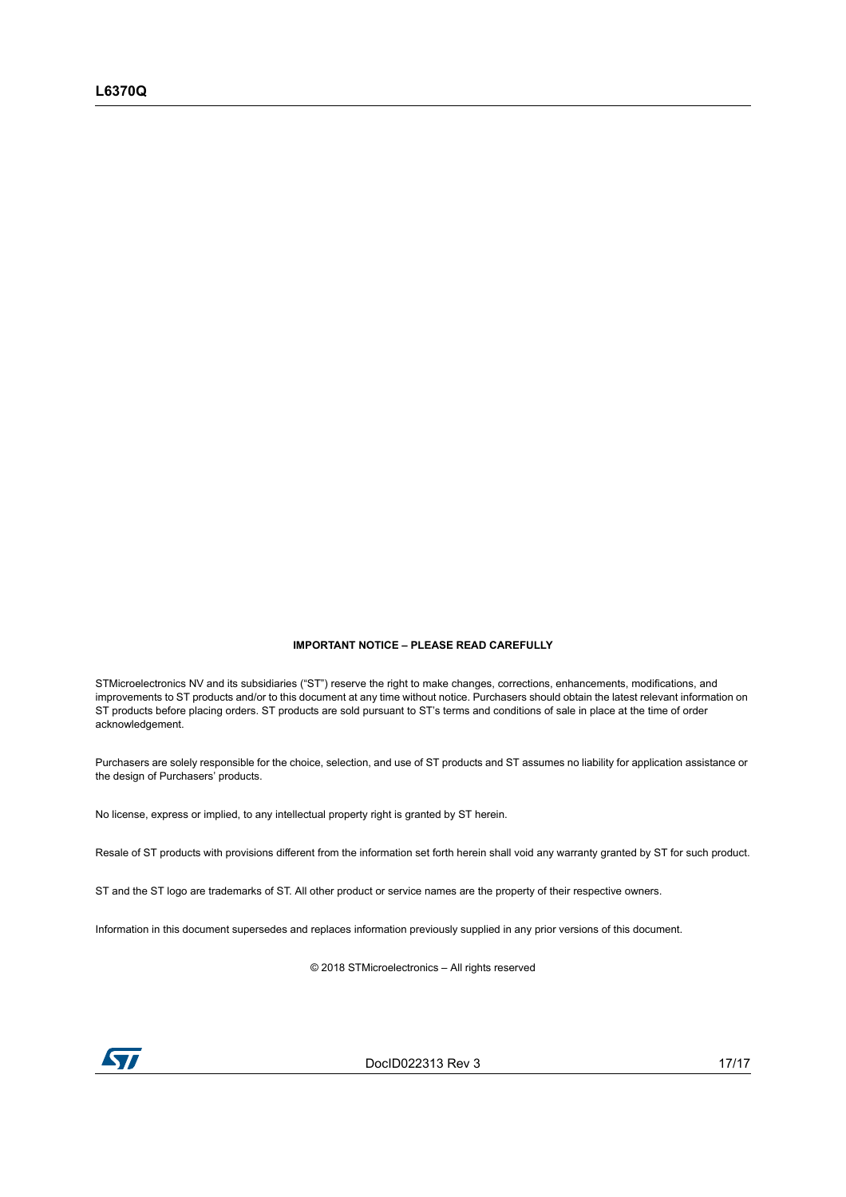**IMPORTANT NOTICE – PLEASE READ CAREFULLY**

STMicroelectronics NV and its subsidiaries (“ST”) reserve the right to make changes, corrections, enhancements, modifications, and improvements to ST products and/or to this document at any time without notice. Purchasers should obtain the latest relevant information on ST products before placing orders. ST products are sold pursuant to ST’s terms and conditions of sale in place at the time of order acknowledgement.

Purchasers are solely responsible for the choice, selection, and use of ST products and ST assumes no liability for application assistance or the design of Purchasers’ products.

No license, express or implied, to any intellectual property right is granted by ST herein.

Resale of ST products with provisions different from the information set forth herein shall void any warranty granted by ST for such product.

ST and the ST logo are trademarks of ST. All other product or service names are the property of their respective owners.

Information in this document supersedes and replaces information previously supplied in any prior versions of this document.

© 2018 STMicroelectronics – All rights reserved